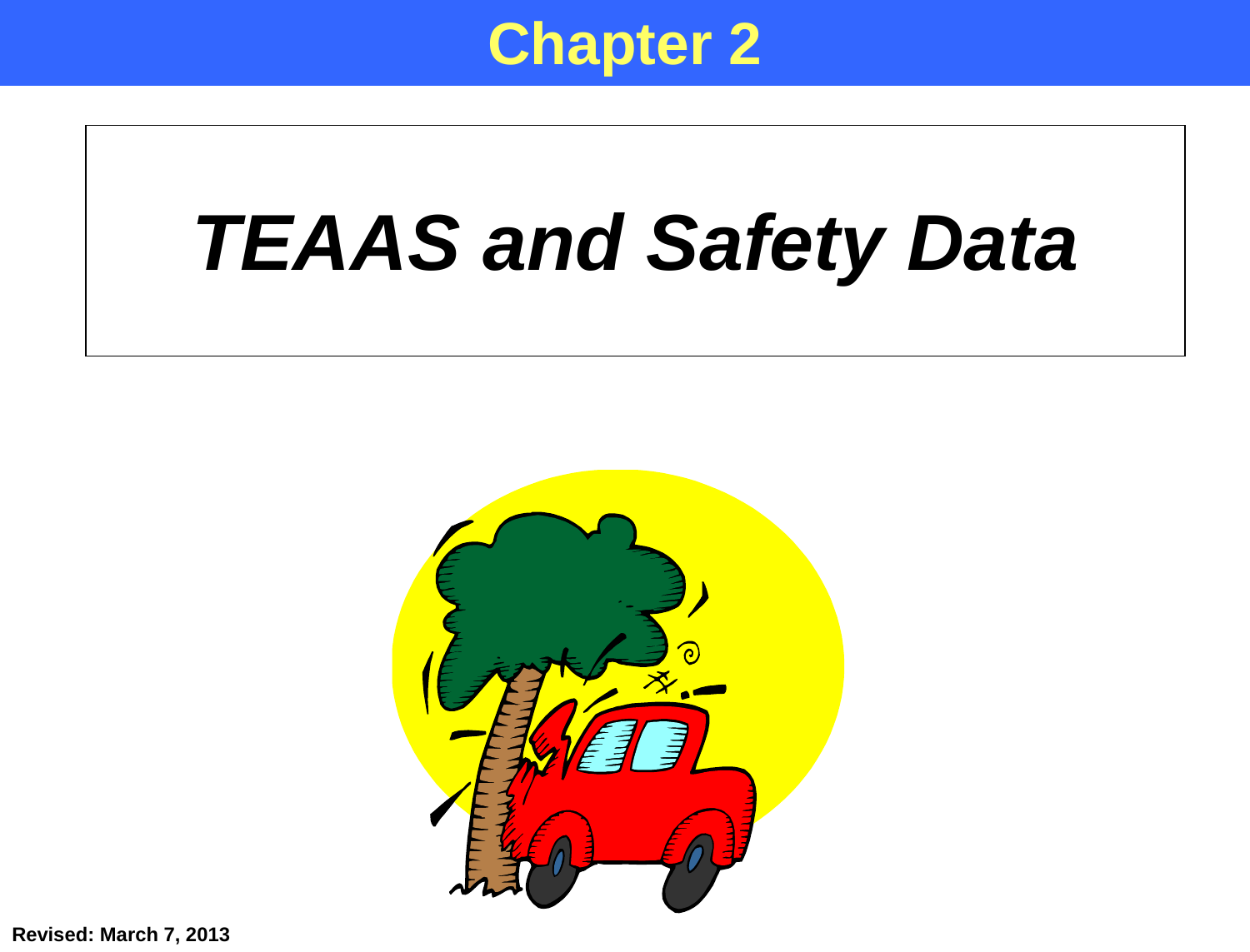# Chapter 2

# *TEAAS and Safety Data*

**Revised: March 7, 2013**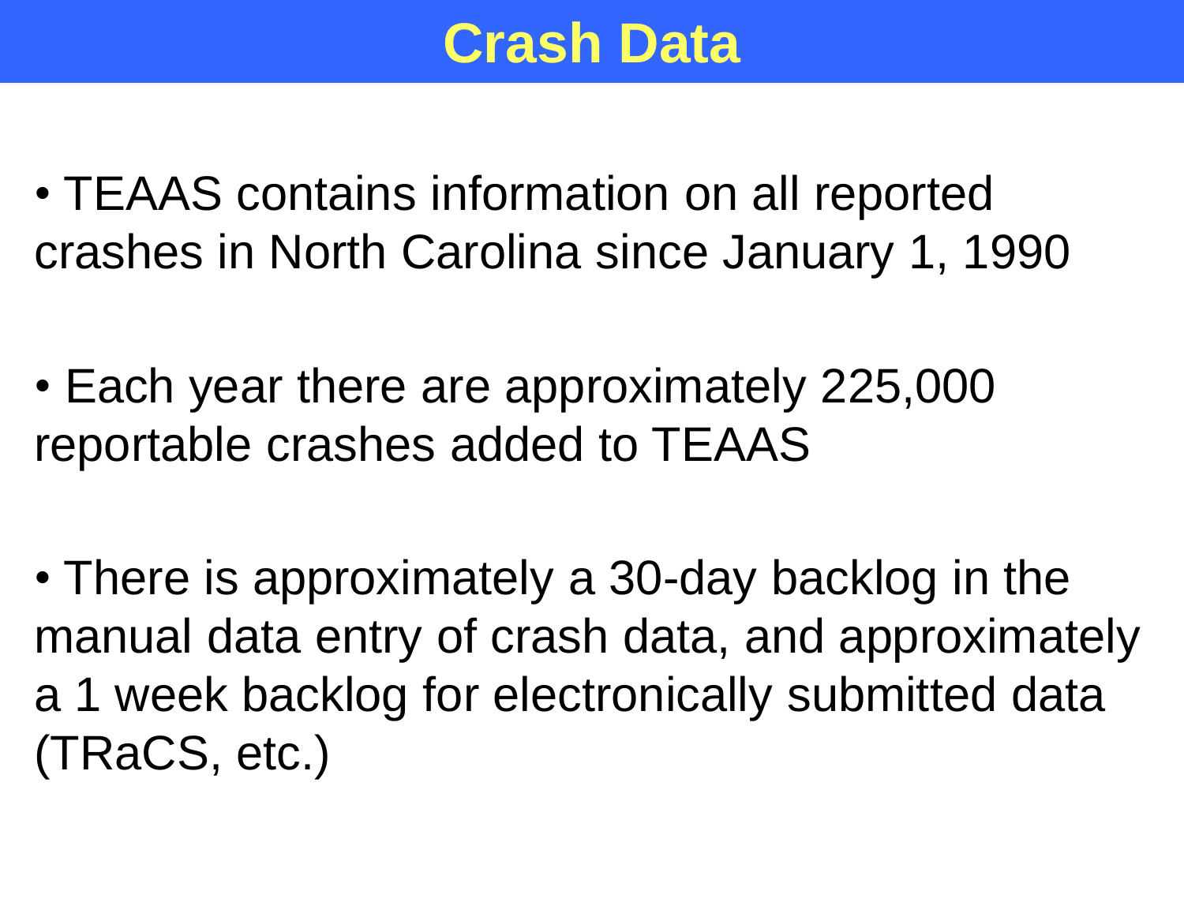# Crash Data

- TEAAS contains information on all reported crashes in North Carolina since January 1, 1990
- Each year there are approximately 225,000 reportable crashes added to TEAAS
- There is approximately a 30-day backlog in the manual data entry of crash data, and approximately a 1 week backlog for electronically submitted data (TRaCS, etc.)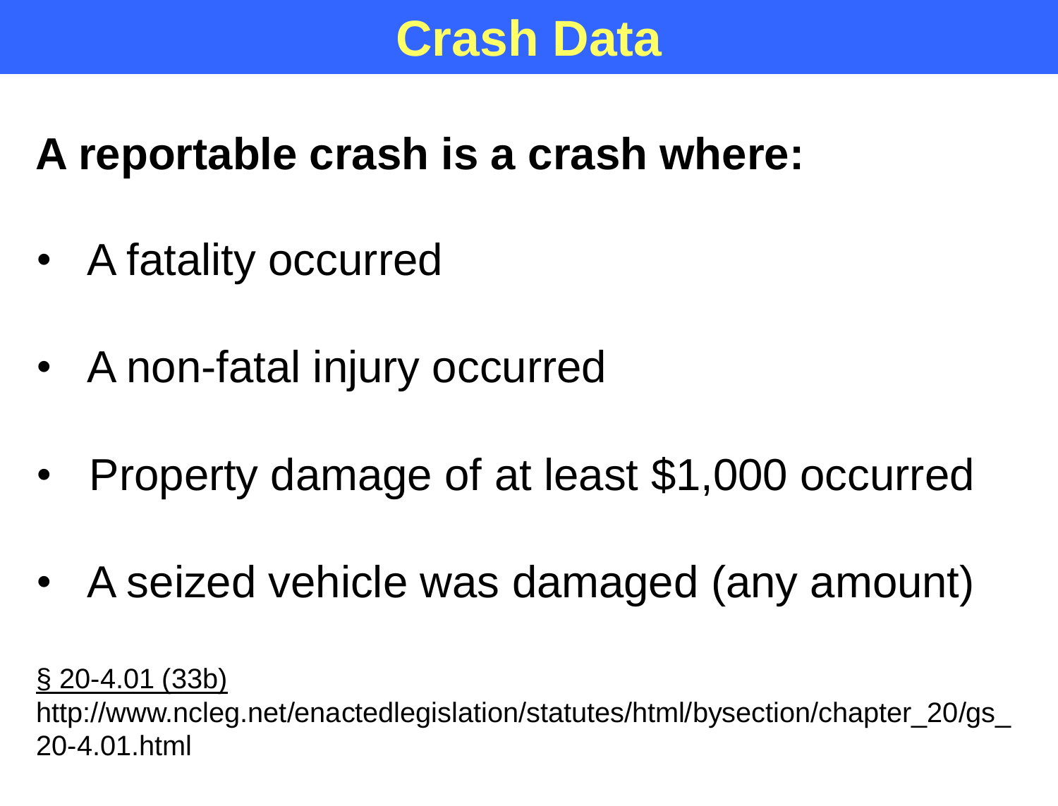# Crash Data

**A reportable crash is a crash where:**

- A fatality occurred
- A non-fatal injury occurred
- Property damage of at least $1,000 occurred
- A seized vehicle was damaged (any amount)

§ 20-4.01 (33b)
http://www.ncleg.net/enactedlegislation/statutes/html/bysection/chapter_20/gs_20-4.01.html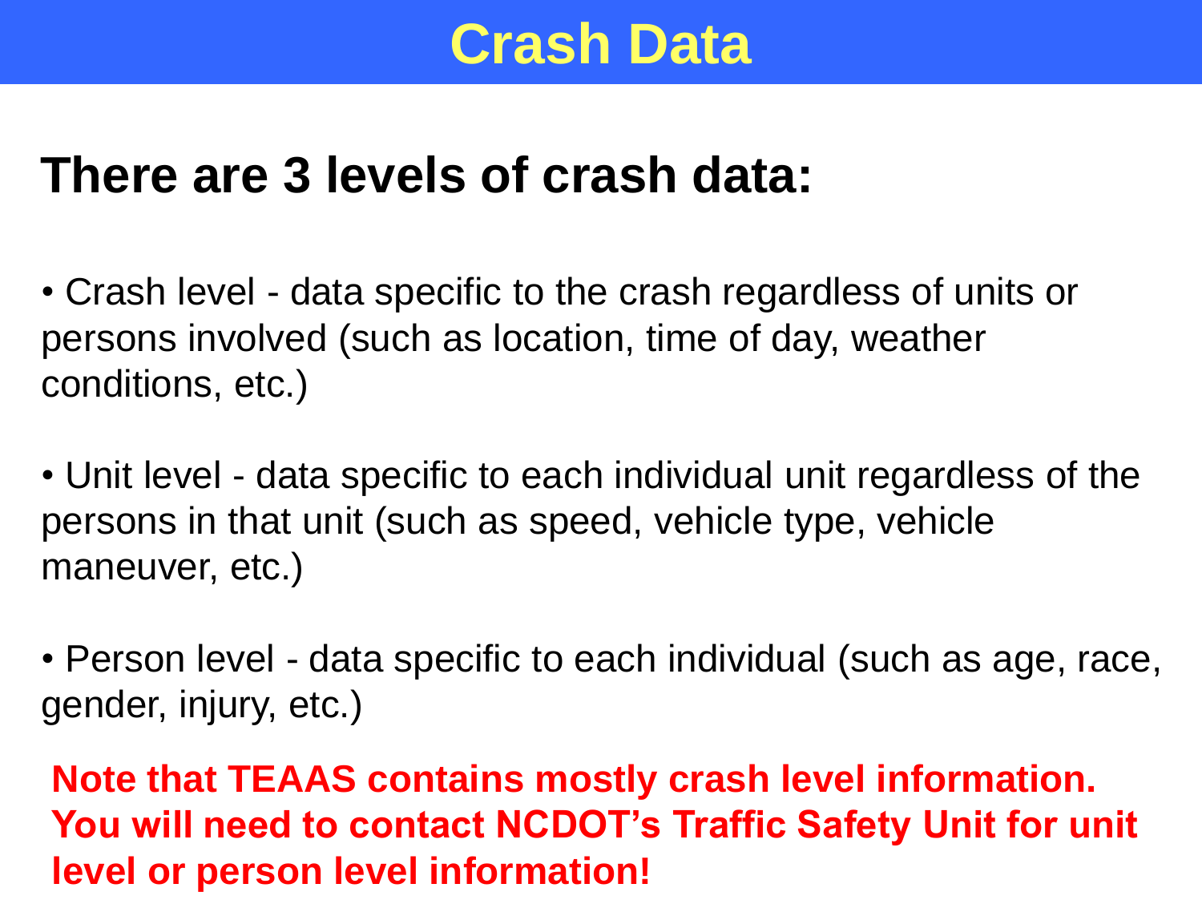# Crash Data

## There are 3 levels of crash data:

- Crash level - data specific to the crash regardless of units or persons involved (such as location, time of day, weather conditions, etc.)

- Unit level - data specific to each individual unit regardless of the persons in that unit (such as speed, vehicle type, vehicle maneuver, etc.)

- Person level - data specific to each individual (such as age, race, gender, injury, etc.)

**Note that TEAAS contains mostly crash level information. You will need to contact NCDOT's Traffic Safety Unit for unit level or person level information!**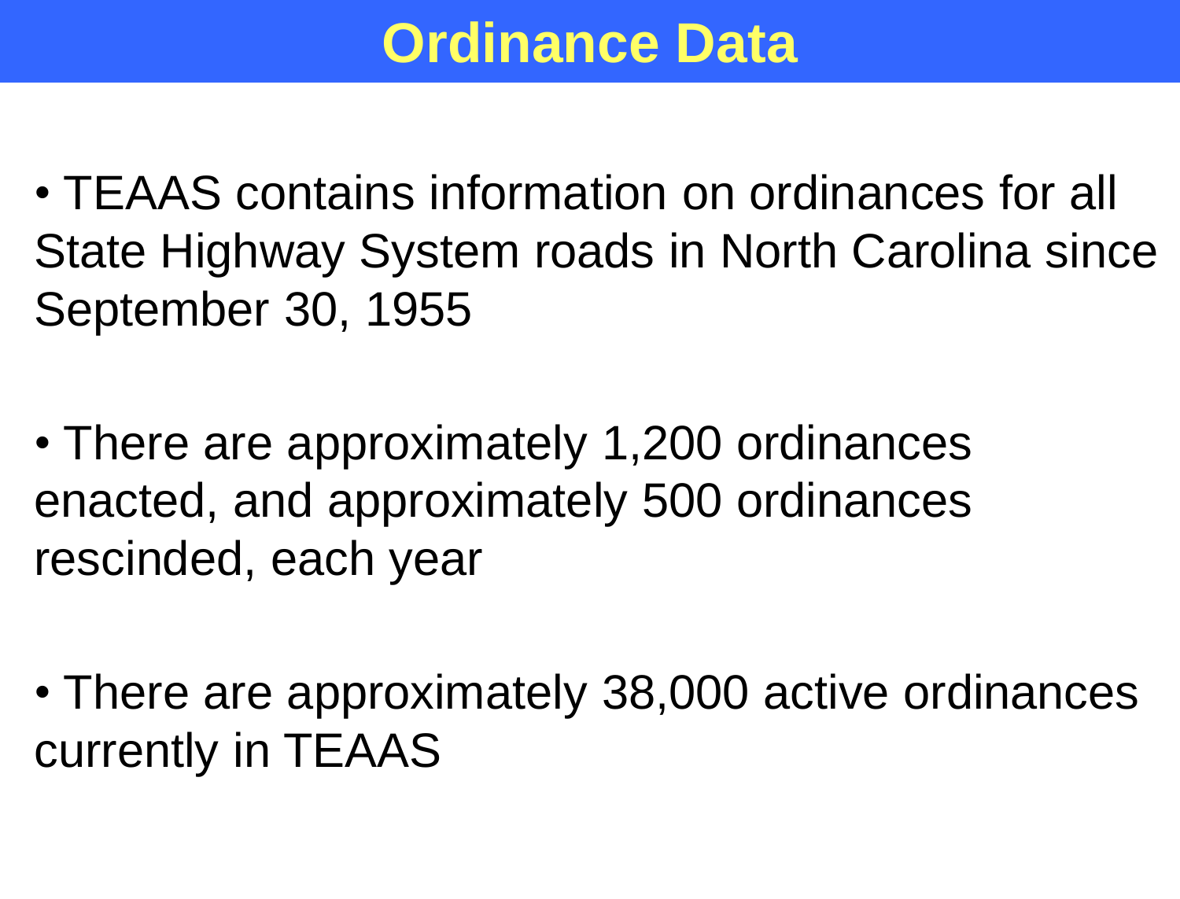# Ordinance Data

- TEAAS contains information on ordinances for all State Highway System roads in North Carolina since September 30, 1955

- There are approximately 1,200 ordinances enacted, and approximately 500 ordinances rescinded, each year

- There are approximately 38,000 active ordinances currently in TEAAS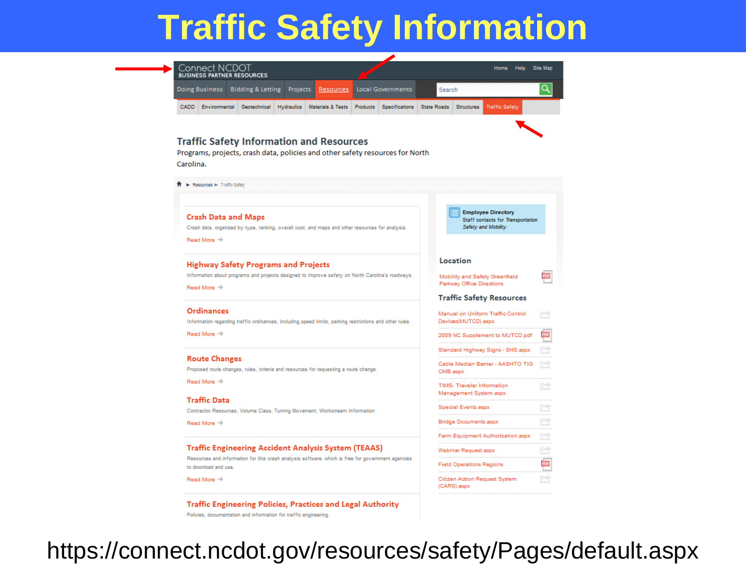# Traffic Safety Information

Connect NCDOT
BUSINESS PARTNER RESOURCES

Home | Help | Site Map

Doing Business | Bidding & Letting | Projects | Resources | Local Governments | Search

CADD | Environmental | Geotechnical | Hydraulics | Materials & Tests | Products | Specifications | State Roads | Structures | Traffic Safety

## Traffic Safety Information and Resources

Programs, projects, crash data, policies and other safety resources for North Carolina.

Resources ► Traffic Safety

### Crash Data and Maps

Crash data, organized by type, ranking, overall cost, and maps and other resources for analysis.

Read More

### Highway Safety Programs and Projects

Information about programs and projects designed to improve safety on North Carolina's roadways.

Read More

### Ordinances

Information regarding traffic ordinances, including speed limits, parking restrictions and other rules.

Read More

### Route Changes

Proposed route changes, rules, criteria and resources for requesting a route change.

Read More

### Traffic Data

Contractor Resources, Volume Class, Turning Movement, Workstream Information

Read More

### Traffic Engineering Accident Analysis System (TEAAS)

Resources and information for this crash analysis software, which is free for government agencies to download and use.

Read More

### Traffic Engineering Policies, Practices and Legal Authority

Policies, documentation and information for traffic engineering.

**Employee Directory**
Staff contacts for *Transportation Safety and Mobility.*

### Location

Mobility and Safety Greenfield Parkway Office Directions

### Traffic Safety Resources

- Manual on Uniform Traffic Control Devices(MUTCD).aspx
- 2009 NC Supplement to MUTCD.pdf
- Standard Highway Signs - SHS.aspx
- Cable Median Barrier - AASHTO TIG CMB.aspx
- TIMS- Traveler Information Management System.aspx
- Special Events.aspx
- Bridge Documents.aspx
- Farm Equipment Authorization.aspx
- Webinar Request.aspx
- Field Operations Regions
- Citizen Action Request System (CARS).aspx

https://connect.ncdot.gov/resources/safety/Pages/default.aspx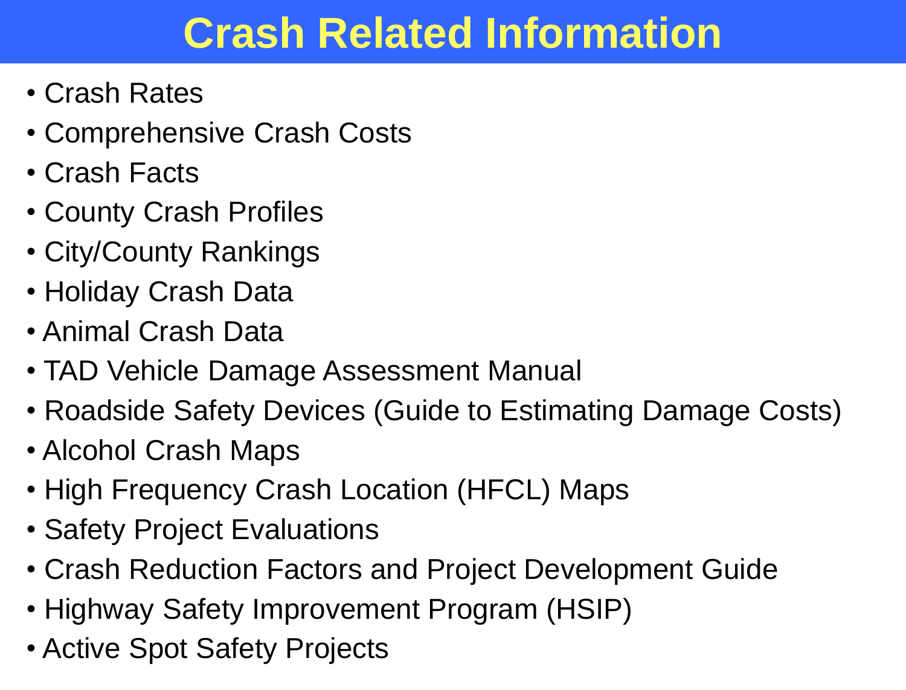# Crash Related Information

- Crash Rates
- Comprehensive Crash Costs
- Crash Facts
- County Crash Profiles
- City/County Rankings
- Holiday Crash Data
- Animal Crash Data
- TAD Vehicle Damage Assessment Manual
- Roadside Safety Devices (Guide to Estimating Damage Costs)
- Alcohol Crash Maps
- High Frequency Crash Location (HFCL) Maps
- Safety Project Evaluations
- Crash Reduction Factors and Project Development Guide
- Highway Safety Improvement Program (HSIP)
- Active Spot Safety Projects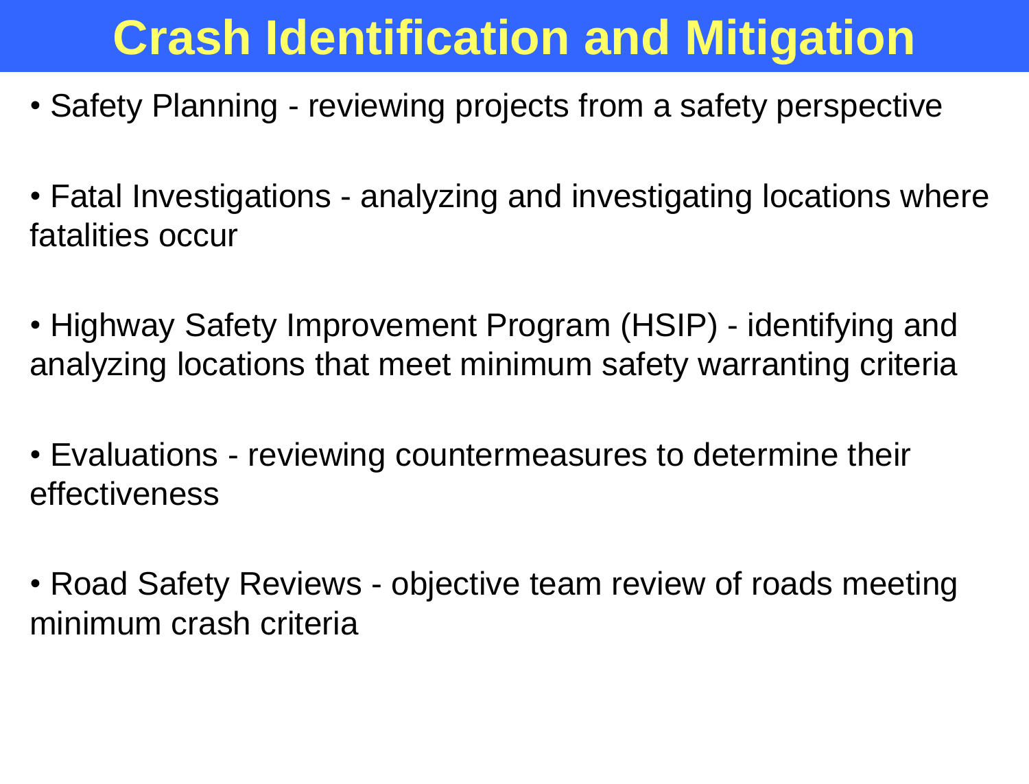# Crash Identification and Mitigation

- Safety Planning - reviewing projects from a safety perspective
- Fatal Investigations - analyzing and investigating locations where fatalities occur
- Highway Safety Improvement Program (HSIP) - identifying and analyzing locations that meet minimum safety warranting criteria
- Evaluations - reviewing countermeasures to determine their effectiveness
- Road Safety Reviews - objective team review of roads meeting minimum crash criteria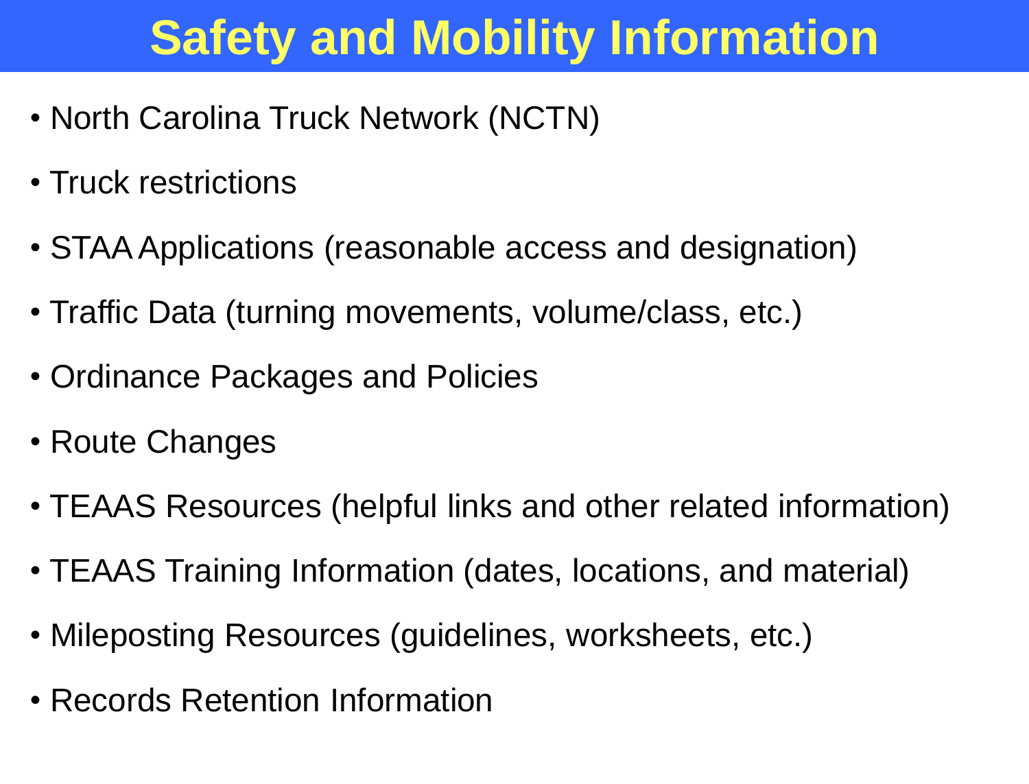# Safety and Mobility Information

- North Carolina Truck Network (NCTN)
- Truck restrictions
- STAA Applications (reasonable access and designation)
- Traffic Data (turning movements, volume/class, etc.)
- Ordinance Packages and Policies
- Route Changes
- TEAAS Resources (helpful links and other related information)
- TEAAS Training Information (dates, locations, and material)
- Mileposting Resources (guidelines, worksheets, etc.)
- Records Retention Information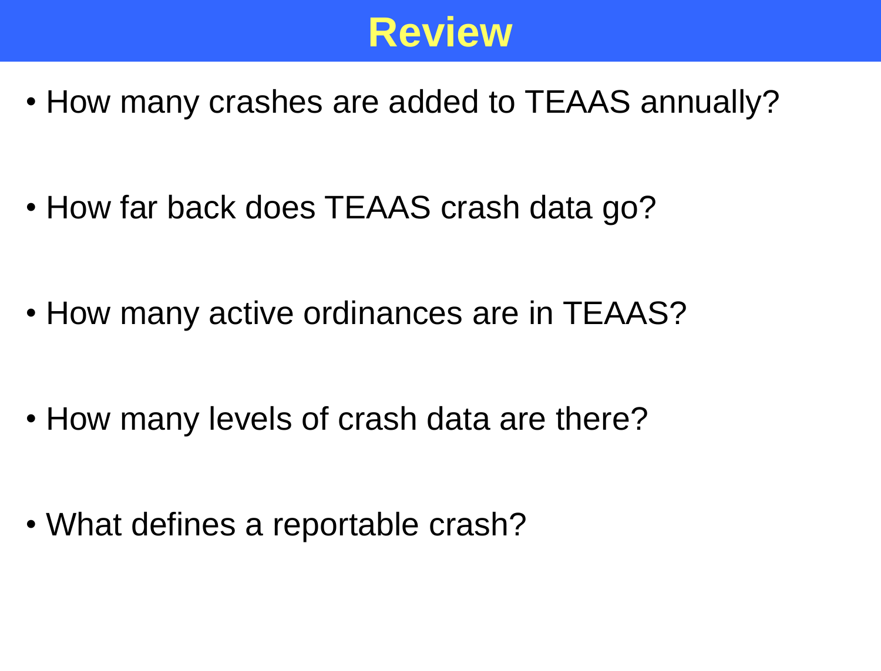# Review

- How many crashes are added to TEAAS annually?
- How far back does TEAAS crash data go?
- How many active ordinances are in TEAAS?
- How many levels of crash data are there?
- What defines a reportable crash?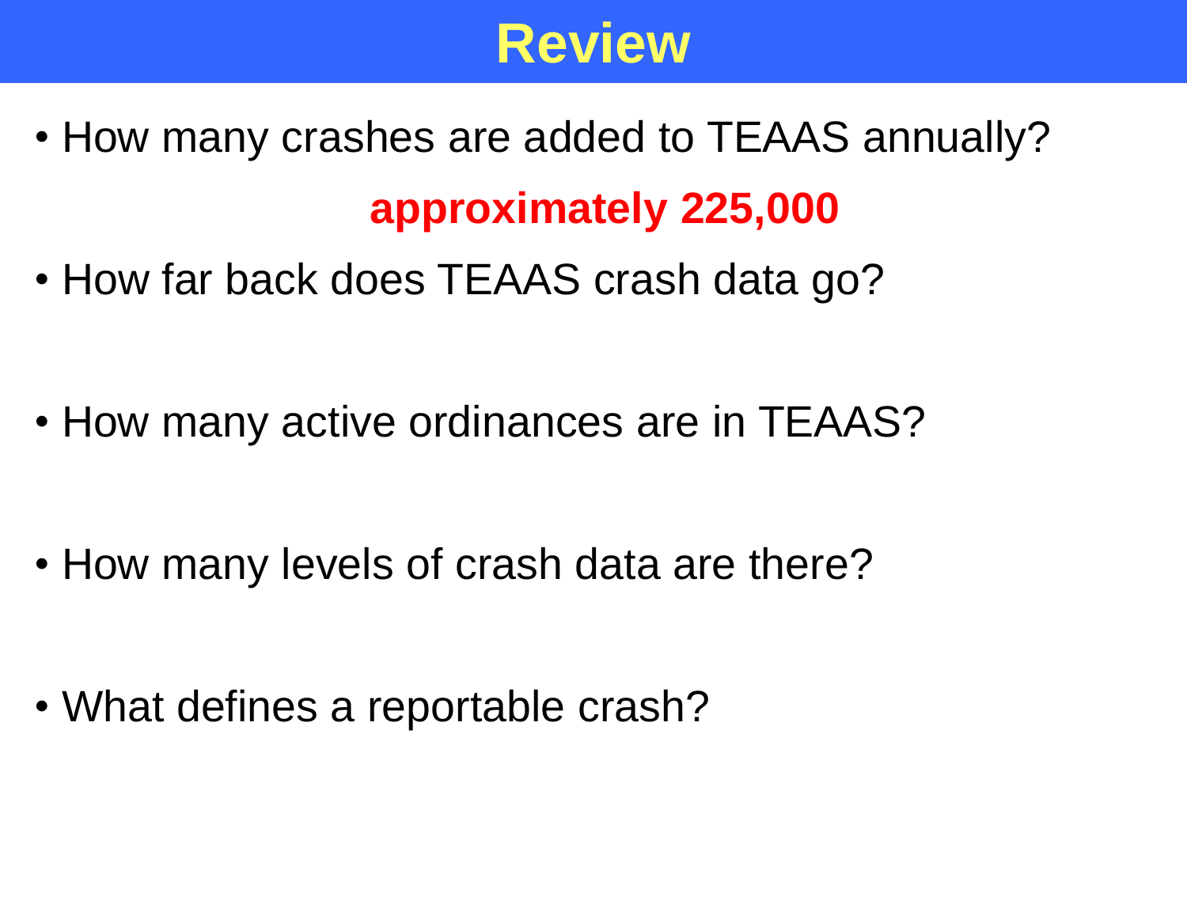# Review

- How many crashes are added to TEAAS annually?

  **approximately 225,000**

- How far back does TEAAS crash data go?

- How many active ordinances are in TEAAS?

- How many levels of crash data are there?

- What defines a reportable crash?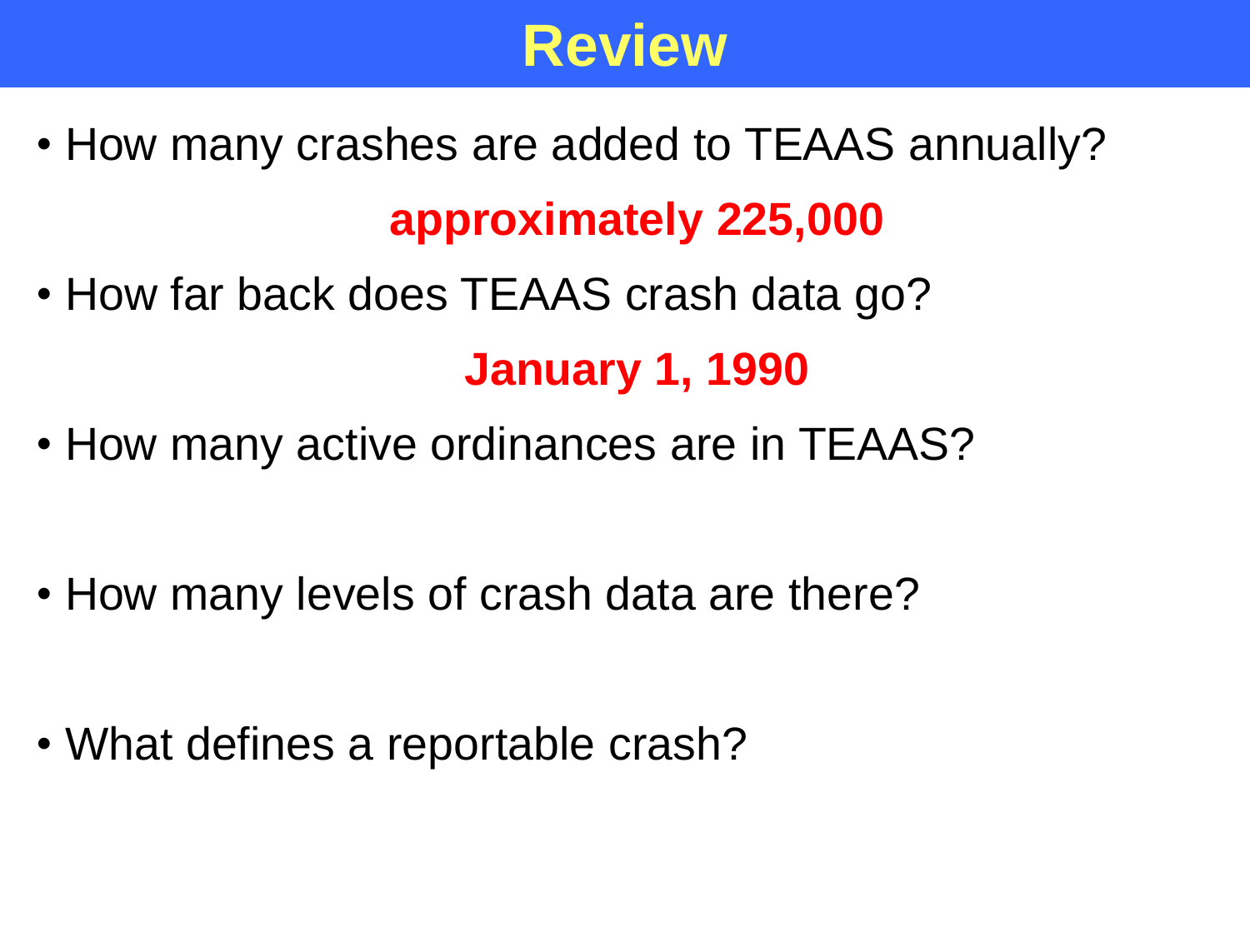# Review

- How many crashes are added to TEAAS annually?

  **approximately 225,000**

- How far back does TEAAS crash data go?

  **January 1, 1990**

- How many active ordinances are in TEAAS?

- How many levels of crash data are there?

- What defines a reportable crash?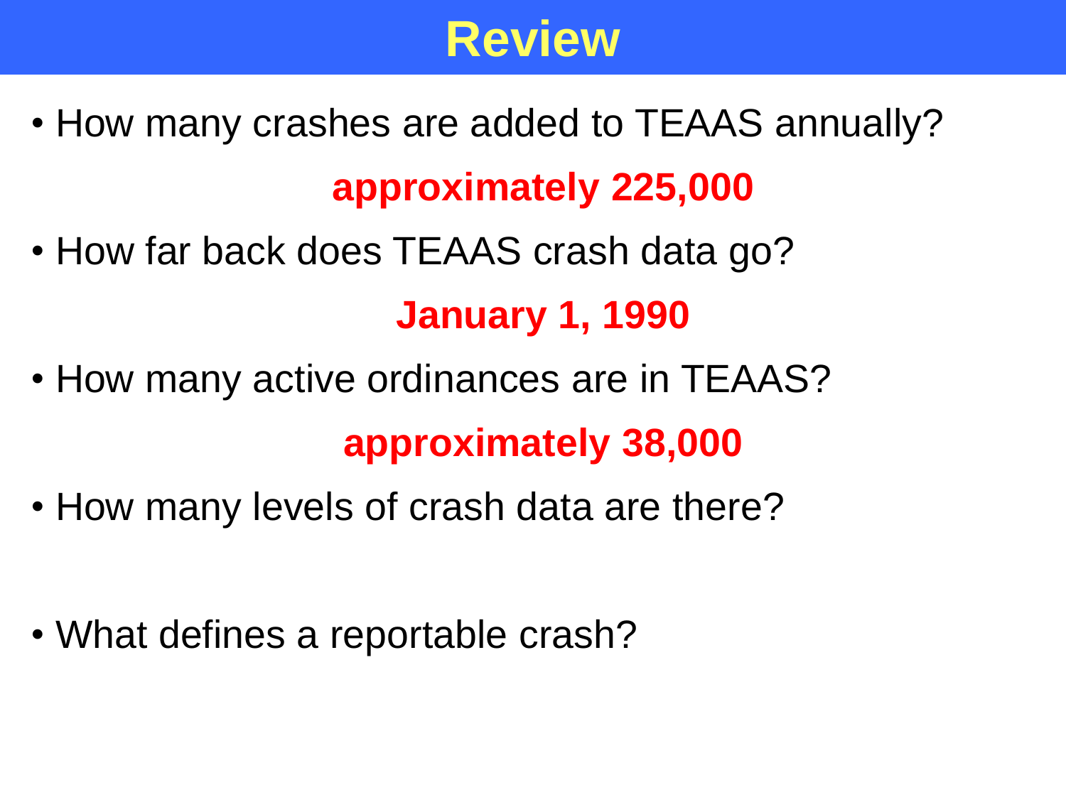# Review

- How many crashes are added to TEAAS annually?

  **approximately 225,000**

- How far back does TEAAS crash data go?

  **January 1, 1990**

- How many active ordinances are in TEAAS?

  **approximately 38,000**

- How many levels of crash data are there?

- What defines a reportable crash?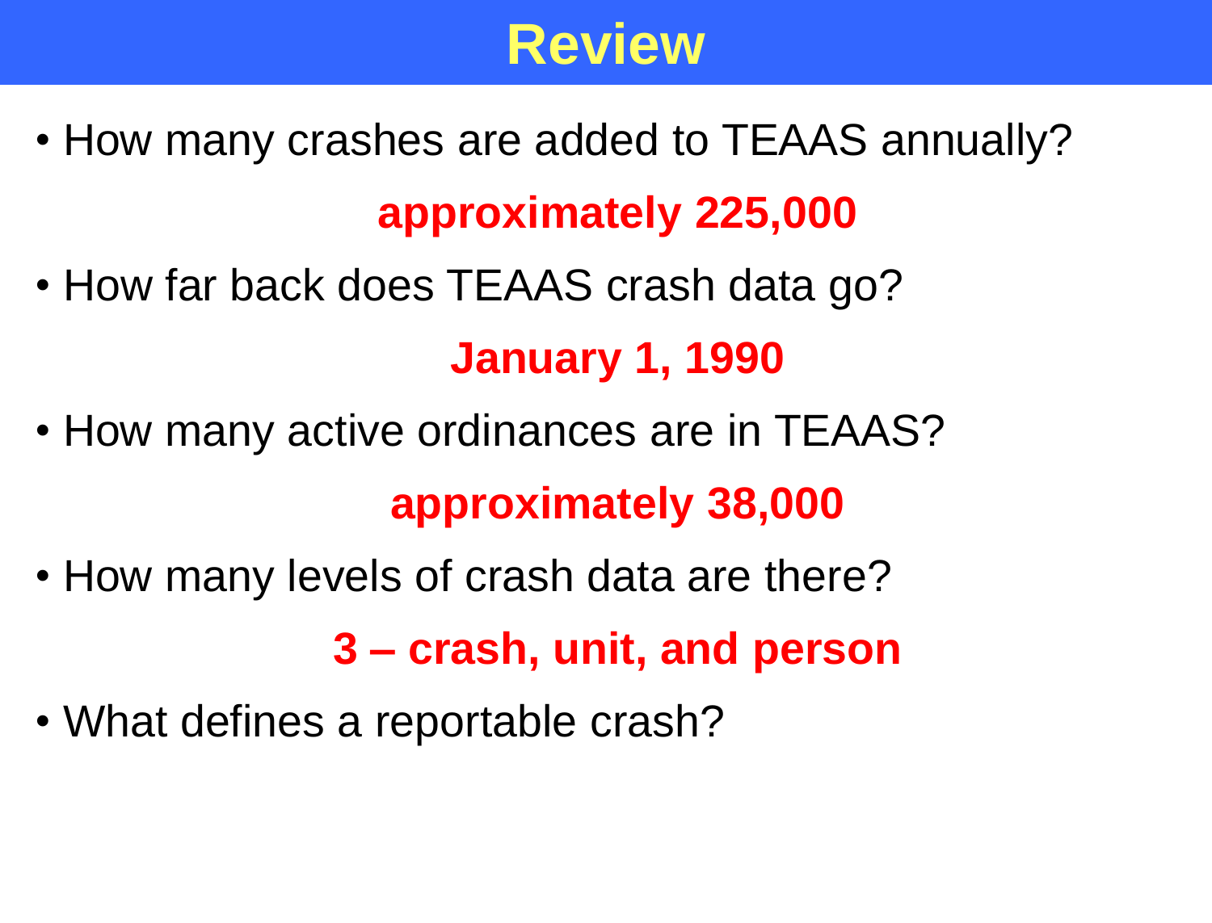# Review

- How many crashes are added to TEAAS annually?

  **approximately 225,000**

- How far back does TEAAS crash data go?

  **January 1, 1990**

- How many active ordinances are in TEAAS?

  **approximately 38,000**

- How many levels of crash data are there?

  **3 – crash, unit, and person**

- What defines a reportable crash?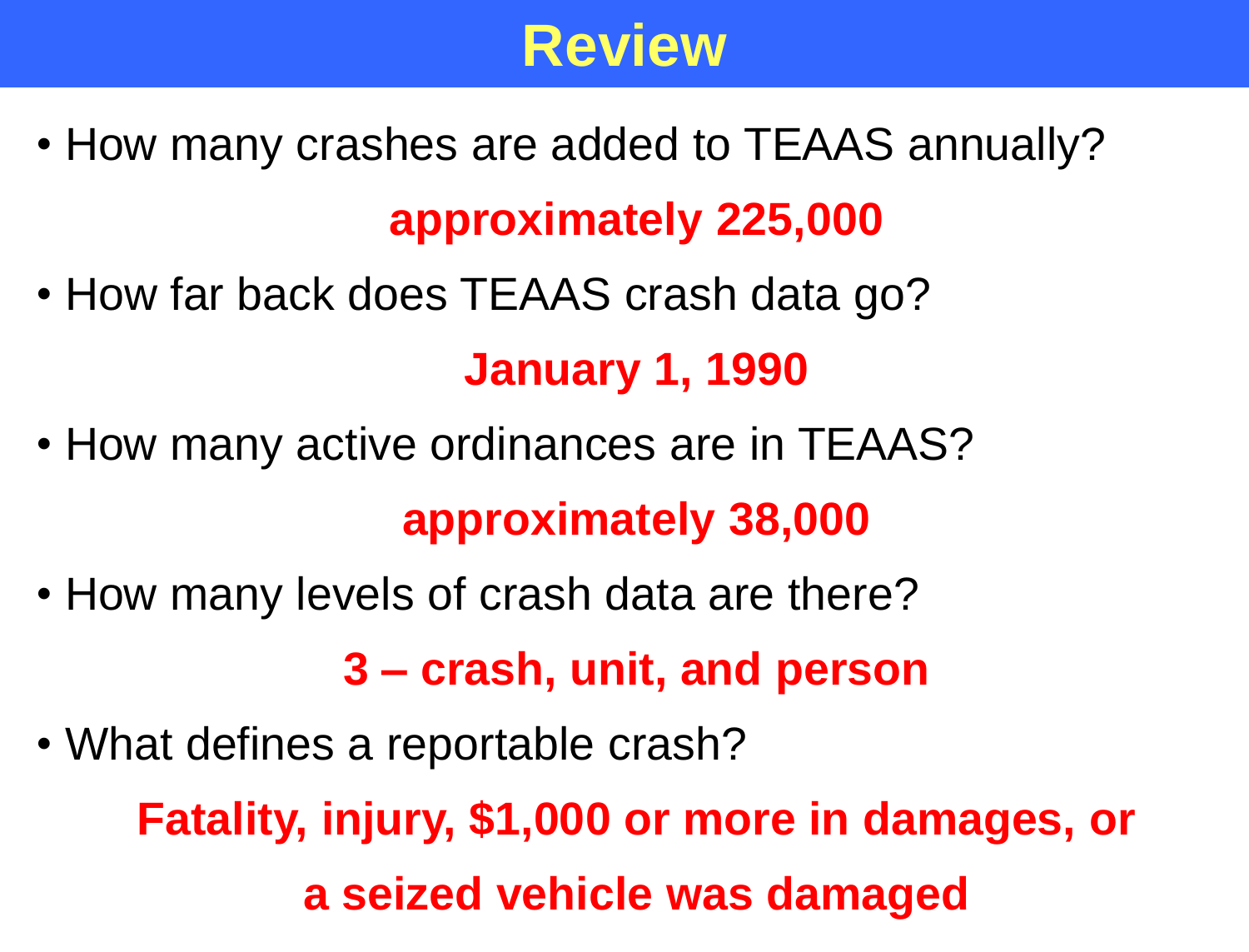# Review

- How many crashes are added to TEAAS annually?

  **approximately 225,000**

- How far back does TEAAS crash data go?

  **January 1, 1990**

- How many active ordinances are in TEAAS?

  **approximately 38,000**

- How many levels of crash data are there?

  **3 – crash, unit, and person**

- What defines a reportable crash?

  **Fatality, injury, $1,000 or more in damages, or a seized vehicle was damaged**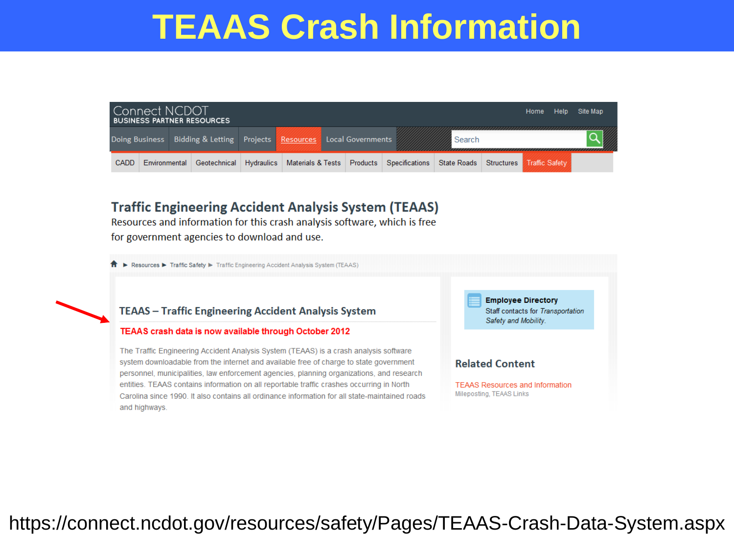# TEAAS Crash Information

Connect NCDOT
BUSINESS PARTNER RESOURCES

Home Help Site Map

Doing Business | Bidding & Letting | Projects | Resources | Local Governments | Search

CADD | Environmental | Geotechnical | Hydraulics | Materials & Tests | Products | Specifications | State Roads | Structures | Traffic Safety

## Traffic Engineering Accident Analysis System (TEAAS)

Resources and information for this crash analysis software, which is free for government agencies to download and use.

Resources ▶ Traffic Safety ▶ Traffic Engineering Accident Analysis System (TEAAS)

### TEAAS – Traffic Engineering Accident Analysis System

**TEAAS crash data is now available through October 2012**

The Traffic Engineering Accident Analysis System (TEAAS) is a crash analysis software system downloadable from the internet and available free of charge to state government personnel, municipalities, law enforcement agencies, planning organizations, and research entities. TEAAS contains information on all reportable traffic crashes occurring in North Carolina since 1990. It also contains all ordinance information for all state-maintained roads and highways.

**Employee Directory**
Staff contacts for *Transportation Safety and Mobility*.

### Related Content

TEAAS Resources and Information
Mileposting, TEAAS Links

https://connect.ncdot.gov/resources/safety/Pages/TEAAS-Crash-Data-System.aspx